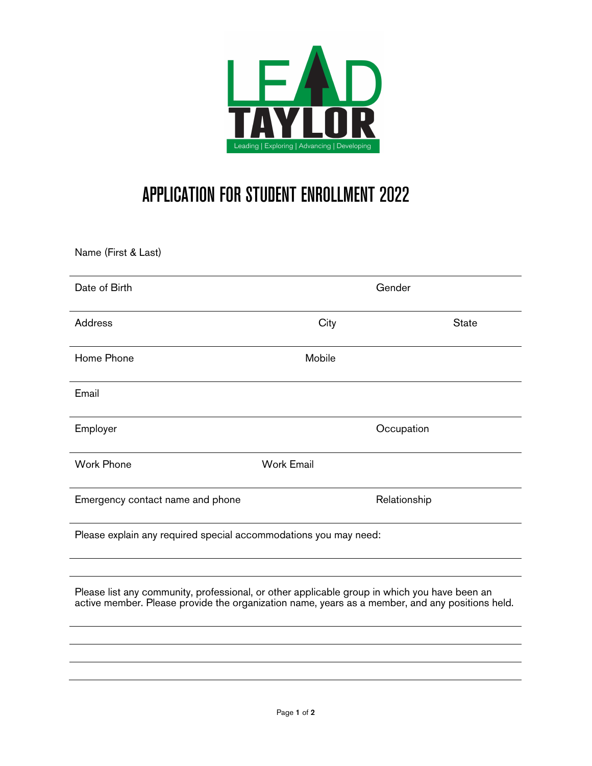LEAD TAYLOR

Leading | Exploring | Advancing | Developing

# APPLICATION FOR STUDENT ENROLLMENT 2022

Name (First & Last)

Date of Birth | Gender

Address | City | State

Home Phone | Mobile

Email

Employer | Occupation

Work Phone | Work Email

Emergency contact name and phone | Relationship

Please explain any required special accommodations you may need:

Please list any community, professional, or other applicable group in which you have been an active member. Please provide the organization name, years as a member, and any positions held.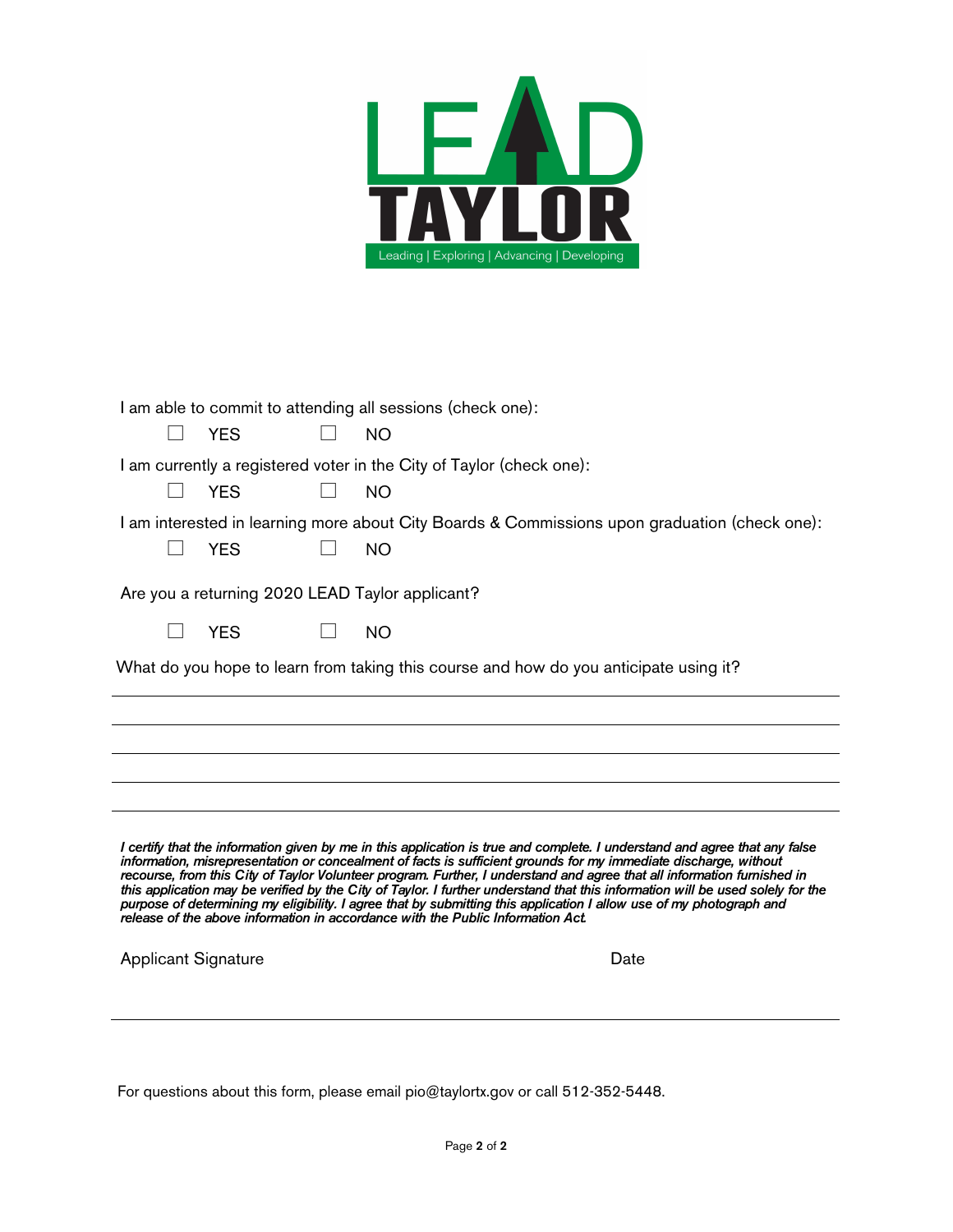LEAD
TAYLOR
Leading | Exploring | Advancing | Developing

I am able to commit to attending all sessions (check one):

☐ YES ☐ NO

I am currently a registered voter in the City of Taylor (check one):

☐ YES ☐ NO

I am interested in learning more about City Boards & Commissions upon graduation (check one):

☐ YES ☐ NO

Are you a returning 2020 LEAD Taylor applicant?

☐ YES ☐ NO

What do you hope to learn from taking this course and how do you anticipate using it?

_______________________________________________

_______________________________________________

_______________________________________________

_______________________________________________

_______________________________________________

***I certify that the information given by me in this application is true and complete. I understand and agree that any false information, misrepresentation or concealment of facts is sufficient grounds for my immediate discharge, without recourse, from this City of Taylor Volunteer program. Further, I understand and agree that all information furnished in this application may be verified by the City of Taylor. I further understand that this information will be used solely for the purpose of determining my eligibility. I agree that by submitting this application I allow use of my photograph and release of the above information in accordance with the Public Information Act.***

Applicant Signature Date

_______________________________________________

For questions about this form, please email pio@taylortx.gov or call 512-352-5448.